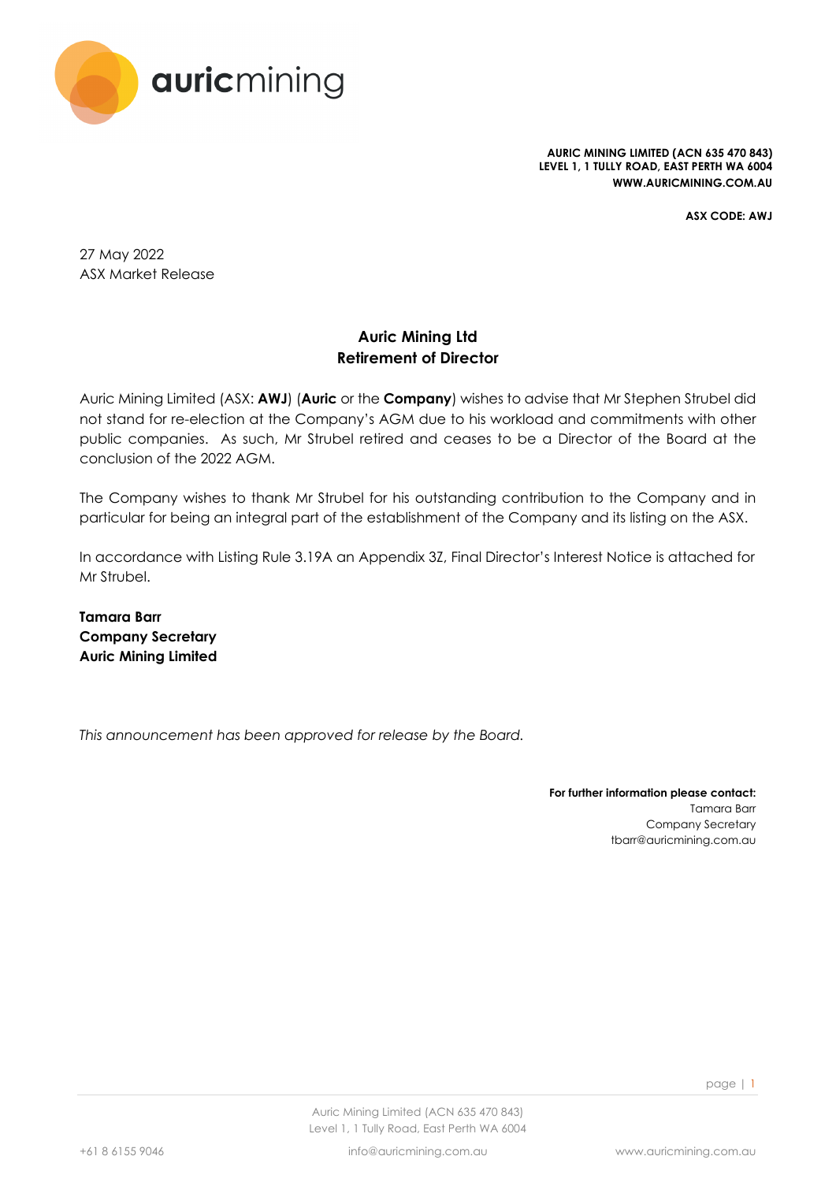**AURIC MINING LIMITED (ACN 635 470 843)**
**LEVEL 1, 1 TULLY ROAD, EAST PERTH WA 6004**
**WWW.AURICMINING.COM.AU**

**ASX CODE: AWJ**

27 May 2022
ASX Market Release

## Auric Mining Ltd
## Retirement of Director

Auric Mining Limited (ASX: **AWJ**) (**Auric** or the **Company**) wishes to advise that Mr Stephen Strubel did not stand for re-election at the Company's AGM due to his workload and commitments with other public companies. As such, Mr Strubel retired and ceases to be a Director of the Board at the conclusion of the 2022 AGM.

The Company wishes to thank Mr Strubel for his outstanding contribution to the Company and in particular for being an integral part of the establishment of the Company and its listing on the ASX.

In accordance with Listing Rule 3.19A an Appendix 3Z, Final Director's Interest Notice is attached for Mr Strubel.

**Tamara Barr**
**Company Secretary**
**Auric Mining Limited**

*This announcement has been approved for release by the Board.*

**For further information please contact:**
Tamara Barr
Company Secretary
tbarr@auricmining.com.au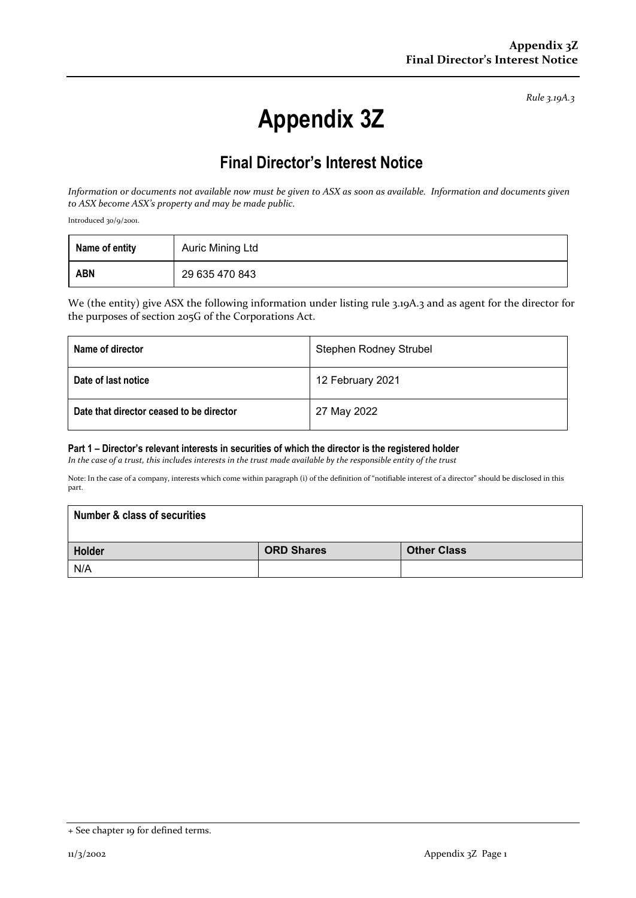*Rule 3.19A.3*

# Appendix 3Z

## Final Director's Interest Notice

*Information or documents not available now must be given to ASX as soon as available. Information and documents given to ASX become ASX's property and may be made public.*

Introduced 30/9/2001.

| **Name of entity** | Auric Mining Ltd |
|---|---|
| **ABN** | 29 635 470 843 |

We (the entity) give ASX the following information under listing rule 3.19A.3 and as agent for the director for the purposes of section 205G of the Corporations Act.

| **Name of director** | Stephen Rodney Strubel |
|---|---|
| **Date of last notice** | 12 February 2021 |
| **Date that director ceased to be director** | 27 May 2022 |

#### Part 1 – Director's relevant interests in securities of which the director is the registered holder

*In the case of a trust, this includes interests in the trust made available by the responsible entity of the trust*

Note: In the case of a company, interests which come within paragraph (i) of the definition of "notifiable interest of a director" should be disclosed in this part.

| **Number & class of securities** | | |
|---|---|---|
| **Holder** | **ORD Shares** | **Other Class** |
| N/A | | |

+ See chapter 19 for defined terms.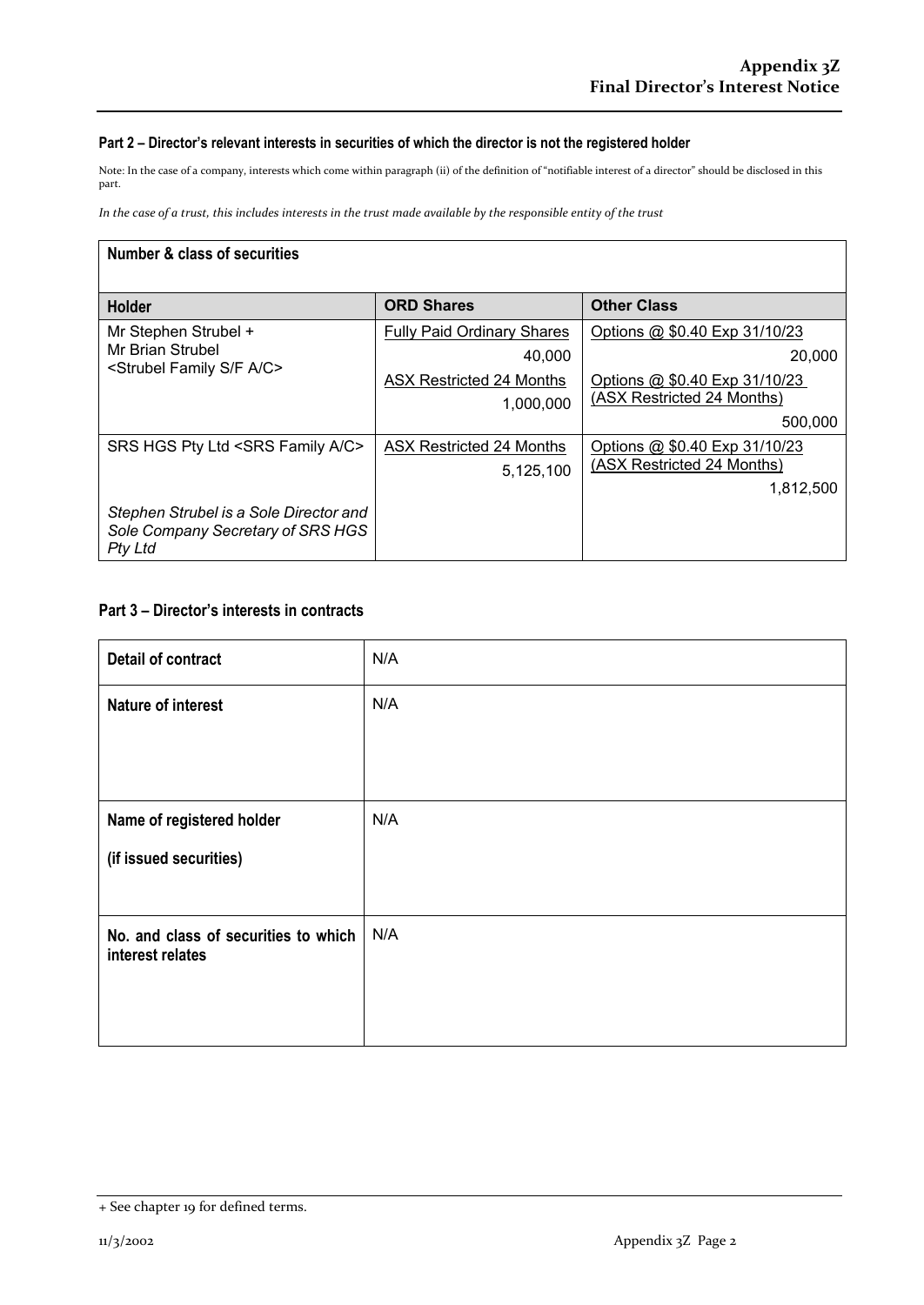## Part 2 – Director's relevant interests in securities of which the director is not the registered holder

Note: In the case of a company, interests which come within paragraph (ii) of the definition of "notifiable interest of a director" should be disclosed in this part.

*In the case of a trust, this includes interests in the trust made available by the responsible entity of the trust*

**Number & class of securities**

| Holder | ORD Shares | Other Class |
|---|---|---|
| Mr Stephen Strubel + Mr Brian Strubel <Strubel Family S/F A/C> | Fully Paid Ordinary Shares<br>40,000<br>ASX Restricted 24 Months<br>1,000,000 | Options @ $0.40 Exp 31/10/23<br>20,000<br>Options @ $0.40 Exp 31/10/23 (ASX Restricted 24 Months)<br>500,000 |
| SRS HGS Pty Ltd <SRS Family A/C><br><br>*Stephen Strubel is a Sole Director and Sole Company Secretary of SRS HGS Pty Ltd* | ASX Restricted 24 Months<br>5,125,100 | Options @ $0.40 Exp 31/10/23 (ASX Restricted 24 Months)<br>1,812,500 |

## Part 3 – Director's interests in contracts

| | |
|---|---|
| **Detail of contract** | N/A |
| **Nature of interest** | N/A |
| **Name of registered holder**<br>**(if issued securities)** | N/A |
| **No. and class of securities to which interest relates** | N/A |

+ See chapter 19 for defined terms.